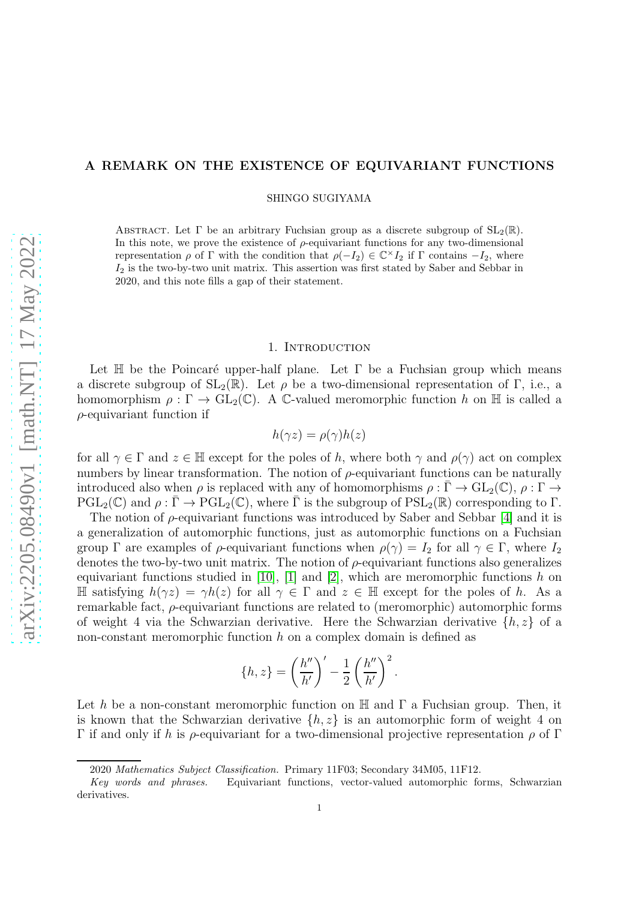# A REMARK ON THE EXISTENCE OF EQUIVARIANT FUNCTIONS

SHINGO SUGIYAMA

Abstract. Let $\Gamma$ be an arbitrary Fuchsian group as a discrete subgroup of $\mathrm{SL}_2(\mathbb{R})$. In this note, we prove the existence of $\rho$-equivariant functions for any two-dimensional representation $\rho$ of $\Gamma$ with the condition that $\rho(-I_2) \in \mathbb{C}^\times I_2$ if $\Gamma$ contains $-I_2$, where $I_2$ is the two-by-two unit matrix. This assertion was first stated by Saber and Sebbar in 2020, and this note fills a gap of their statement.

## 1. Introduction

Let $\mathbb{H}$ be the Poincaré upper-half plane. Let $\Gamma$ be a Fuchsian group which means a discrete subgroup of $\mathrm{SL}_2(\mathbb{R})$. Let $\rho$ be a two-dimensional representation of $\Gamma$, i.e., a homomorphism $\rho : \Gamma \to \mathrm{GL}_2(\mathbb{C})$. A $\mathbb{C}$-valued meromorphic function $h$ on $\mathbb{H}$ is called a $\rho$-equivariant function if

$$h(\gamma z) = \rho(\gamma)h(z)$$

for all $\gamma \in \Gamma$ and $z \in \mathbb{H}$ except for the poles of $h$, where both $\gamma$ and $\rho(\gamma)$ act on complex numbers by linear transformation. The notion of $\rho$-equivariant functions can be naturally introduced also when $\rho$ is replaced with any of homomorphisms $\rho : \bar{\Gamma} \to \mathrm{GL}_2(\mathbb{C})$, $\rho : \Gamma \to \mathrm{PGL}_2(\mathbb{C})$ and $\rho : \bar{\Gamma} \to \mathrm{PGL}_2(\mathbb{C})$, where $\bar{\Gamma}$ is the subgroup of $\mathrm{PSL}_2(\mathbb{R})$ corresponding to $\Gamma$.

The notion of $\rho$-equivariant functions was introduced by Saber and Sebbar [4] and it is a generalization of automorphic functions, just as automorphic functions on a Fuchsian group $\Gamma$ are examples of $\rho$-equivariant functions when $\rho(\gamma) = I_2$ for all $\gamma \in \Gamma$, where $I_2$ denotes the two-by-two unit matrix. The notion of $\rho$-equivariant functions also generalizes equivariant functions studied in [10], [1] and [2], which are meromorphic functions $h$ on $\mathbb{H}$ satisfying $h(\gamma z) = \gamma h(z)$ for all $\gamma \in \Gamma$ and $z \in \mathbb{H}$ except for the poles of $h$. As a remarkable fact, $\rho$-equivariant functions are related to (meromorphic) automorphic forms of weight 4 via the Schwarzian derivative. Here the Schwarzian derivative $\{h, z\}$ of a non-constant meromorphic function $h$ on a complex domain is defined as

$$\{h, z\} = \left(\frac{h''}{h'}\right)' - \frac{1}{2}\left(\frac{h''}{h'}\right)^2.$$

Let $h$ be a non-constant meromorphic function on $\mathbb{H}$ and $\Gamma$ a Fuchsian group. Then, it is known that the Schwarzian derivative $\{h, z\}$ is an automorphic form of weight 4 on $\Gamma$ if and only if $h$ is $\rho$-equivariant for a two-dimensional projective representation $\rho$ of $\Gamma$

2020 *Mathematics Subject Classification.* Primary 11F03; Secondary 34M05, 11F12.

*Key words and phrases.* Equivariant functions, vector-valued automorphic forms, Schwarzian derivatives.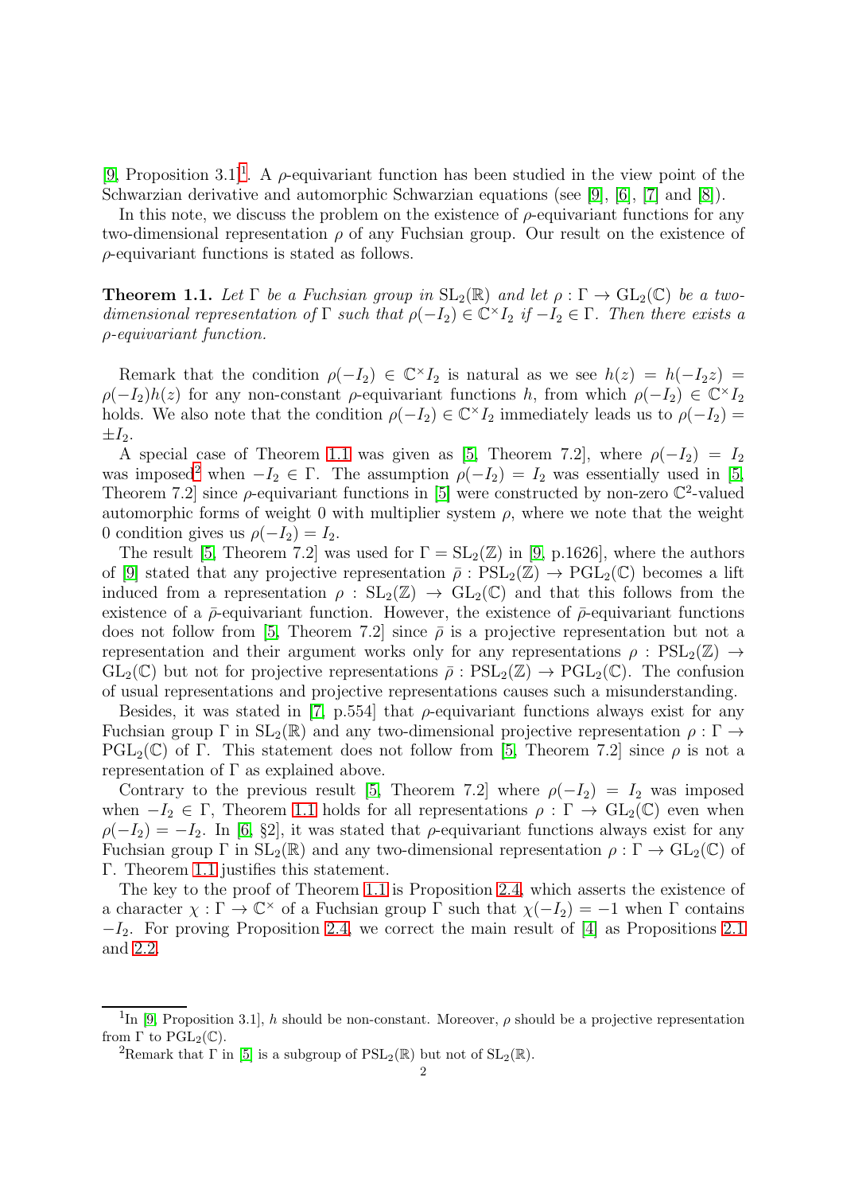[9, Proposition 3.1][1]. A $\rho$-equivariant function has been studied in the view point of the Schwarzian derivative and automorphic Schwarzian equations (see [9], [6], [7] and [8]).

In this note, we discuss the problem on the existence of $\rho$-equivariant functions for any two-dimensional representation $\rho$ of any Fuchsian group. Our result on the existence of $\rho$-equivariant functions is stated as follows.

**Theorem 1.1.** *Let $\Gamma$ be a Fuchsian group in $\mathrm{SL}_2(\mathbb{R})$ and let $\rho : \Gamma \to \mathrm{GL}_2(\mathbb{C})$ be a two-dimensional representation of $\Gamma$ such that $\rho(-I_2) \in \mathbb{C}^\times I_2$ if $-I_2 \in \Gamma$. Then there exists a $\rho$-equivariant function.*

Remark that the condition $\rho(-I_2) \in \mathbb{C}^\times I_2$ is natural as we see $h(z) = h(-I_2 z) = \rho(-I_2)h(z)$ for any non-constant $\rho$-equivariant functions $h$, from which $\rho(-I_2) \in \mathbb{C}^\times I_2$ holds. We also note that the condition $\rho(-I_2) \in \mathbb{C}^\times I_2$ immediately leads us to $\rho(-I_2) = \pm I_2$.

A special case of Theorem 1.1 was given as [5, Theorem 7.2], where $\rho(-I_2) = I_2$ was imposed[2] when $-I_2 \in \Gamma$. The assumption $\rho(-I_2) = I_2$ was essentially used in [5, Theorem 7.2] since $\rho$-equivariant functions in [5] were constructed by non-zero $\mathbb{C}^2$-valued automorphic forms of weight 0 with multiplier system $\rho$, where we note that the weight 0 condition gives us $\rho(-I_2) = I_2$.

The result [5, Theorem 7.2] was used for $\Gamma = \mathrm{SL}_2(\mathbb{Z})$ in [9, p.1626], where the authors of [9] stated that any projective representation $\bar{\rho} : \mathrm{PSL}_2(\mathbb{Z}) \to \mathrm{PGL}_2(\mathbb{C})$ becomes a lift induced from a representation $\rho : \mathrm{SL}_2(\mathbb{Z}) \to \mathrm{GL}_2(\mathbb{C})$ and that this follows from the existence of a $\bar{\rho}$-equivariant function. However, the existence of $\bar{\rho}$-equivariant functions does not follow from [5, Theorem 7.2] since $\bar{\rho}$ is a projective representation but not a representation and their argument works only for any representations $\rho : \mathrm{PSL}_2(\mathbb{Z}) \to \mathrm{GL}_2(\mathbb{C})$ but not for projective representations $\bar{\rho} : \mathrm{PSL}_2(\mathbb{Z}) \to \mathrm{PGL}_2(\mathbb{C})$. The confusion of usual representations and projective representations causes such a misunderstanding.

Besides, it was stated in [7, p.554] that $\rho$-equivariant functions always exist for any Fuchsian group $\Gamma$ in $\mathrm{SL}_2(\mathbb{R})$ and any two-dimensional projective representation $\rho : \Gamma \to \mathrm{PGL}_2(\mathbb{C})$ of $\Gamma$. This statement does not follow from [5, Theorem 7.2] since $\rho$ is not a representation of $\Gamma$ as explained above.

Contrary to the previous result [5, Theorem 7.2] where $\rho(-I_2) = I_2$ was imposed when $-I_2 \in \Gamma$, Theorem 1.1 holds for all representations $\rho : \Gamma \to \mathrm{GL}_2(\mathbb{C})$ even when $\rho(-I_2) = -I_2$. In [6, §2], it was stated that $\rho$-equivariant functions always exist for any Fuchsian group $\Gamma$ in $\mathrm{SL}_2(\mathbb{R})$ and any two-dimensional representation $\rho : \Gamma \to \mathrm{GL}_2(\mathbb{C})$ of $\Gamma$. Theorem 1.1 justifies this statement.

The key to the proof of Theorem 1.1 is Proposition 2.4, which asserts the existence of a character $\chi : \Gamma \to \mathbb{C}^\times$ of a Fuchsian group $\Gamma$ such that $\chi(-I_2) = -1$ when $\Gamma$ contains $-I_2$. For proving Proposition 2.4, we correct the main result of [4] as Propositions 2.1 and 2.2.

---

[1] In [9, Proposition 3.1], $h$ should be non-constant. Moreover, $\rho$ should be a projective representation from $\Gamma$ to $\mathrm{PGL}_2(\mathbb{C})$.

[2] Remark that $\Gamma$ in [5] is a subgroup of $\mathrm{PSL}_2(\mathbb{R})$ but not of $\mathrm{SL}_2(\mathbb{R})$.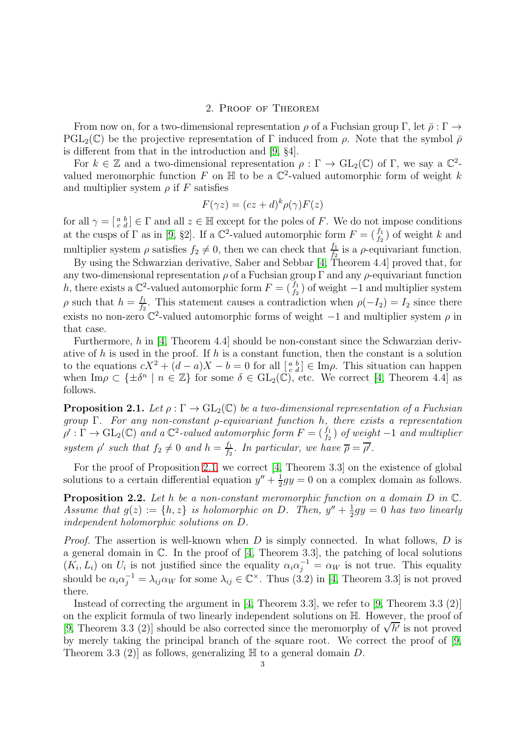## 2. Proof of Theorem

From now on, for a two-dimensional representation $\rho$ of a Fuchsian group $\Gamma$, let $\bar{\rho} : \Gamma \to \mathrm{PGL}_2(\mathbb{C})$ be the projective representation of $\Gamma$ induced from $\rho$. Note that the symbol $\bar{\rho}$ is different from that in the introduction and [9, §4].

For $k \in \mathbb{Z}$ and a two-dimensional representation $\rho : \Gamma \to \mathrm{GL}_2(\mathbb{C})$ of $\Gamma$, we say a $\mathbb{C}^2$-valued meromorphic function $F$ on $\mathbb{H}$ to be a $\mathbb{C}^2$-valued automorphic form of weight $k$ and multiplier system $\rho$ if $F$ satisfies

$$F(\gamma z) = (cz + d)^k \rho(\gamma) F(z)$$

for all $\gamma = \left[\begin{smallmatrix} a & b \\ c & d \end{smallmatrix}\right] \in \Gamma$ and all $z \in \mathbb{H}$ except for the poles of $F$. We do not impose conditions at the cusps of $\Gamma$ as in [9, §2]. If a $\mathbb{C}^2$-valued automorphic form $F = \left(\begin{smallmatrix} f_1 \\ f_2 \end{smallmatrix}\right)$ of weight $k$ and multiplier system $\rho$ satisfies $f_2 \neq 0$, then we can check that $\frac{f_1}{f_2}$ is a $\rho$-equivariant function.

By using the Schwarzian derivative, Saber and Sebbar [4, Theorem 4.4] proved that, for any two-dimensional representation $\rho$ of a Fuchsian group $\Gamma$ and any $\rho$-equivariant function $h$, there exists a $\mathbb{C}^2$-valued automorphic form $F = \left(\begin{smallmatrix} f_1 \\ f_2 \end{smallmatrix}\right)$ of weight $-1$ and multiplier system $\rho$ such that $h = \frac{f_1}{f_2}$. This statement causes a contradiction when $\rho(-I_2) = I_2$ since there exists no non-zero $\mathbb{C}^2$-valued automorphic forms of weight $-1$ and multiplier system $\rho$ in that case.

Furthermore, $h$ in [4, Theorem 4.4] should be non-constant since the Schwarzian derivative of $h$ is used in the proof. If $h$ is a constant function, then the constant is a solution to the equations $cX^2 + (d - a)X - b = 0$ for all $\left[\begin{smallmatrix} a & b \\ c & d \end{smallmatrix}\right] \in \mathrm{Im}\rho$. This situation can happen when $\mathrm{Im}\rho \subset \{\pm \delta^n \mid n \in \mathbb{Z}\}$ for some $\delta \in \mathrm{GL}_2(\mathbb{C})$, etc. We correct [4, Theorem 4.4] as follows.

**Proposition 2.1.** *Let $\rho : \Gamma \to \mathrm{GL}_2(\mathbb{C})$ be a two-dimensional representation of a Fuchsian group $\Gamma$. For any non-constant $\rho$-equivariant function $h$, there exists a representation $\rho' : \Gamma \to \mathrm{GL}_2(\mathbb{C})$ and a $\mathbb{C}^2$-valued automorphic form $F = \left(\begin{smallmatrix} f_1 \\ f_2 \end{smallmatrix}\right)$ of weight $-1$ and multiplier system $\rho'$ such that $f_2 \neq 0$ and $h = \frac{f_1}{f_2}$. In particular, we have $\overline{\rho} = \overline{\rho'}$.*

For the proof of Proposition 2.1, we correct [4, Theorem 3.3] on the existence of global solutions to a certain differential equation $y'' + \frac{1}{2}gy = 0$ on a complex domain as follows.

**Proposition 2.2.** *Let $h$ be a non-constant meromorphic function on a domain $D$ in $\mathbb{C}$. Assume that $g(z) := \{h, z\}$ is holomorphic on $D$. Then, $y'' + \frac{1}{2}gy = 0$ has two linearly independent holomorphic solutions on $D$.*

*Proof.* The assertion is well-known when $D$ is simply connected. In what follows, $D$ is a general domain in $\mathbb{C}$. In the proof of [4, Theorem 3.3], the patching of local solutions $(K_i, L_i)$ on $U_i$ is not justified since the equality $\alpha_i \alpha_j^{-1} = \alpha_W$ is not true. This equality should be $\alpha_i \alpha_j^{-1} = \lambda_{ij} \alpha_W$ for some $\lambda_{ij} \in \mathbb{C}^\times$. Thus (3.2) in [4, Theorem 3.3] is not proved there.

Instead of correcting the argument in [4, Theorem 3.3], we refer to [9, Theorem 3.3 (2)] on the explicit formula of two linearly independent solutions on $\mathbb{H}$. However, the proof of [9, Theorem 3.3 (2)] should be also corrected since the meromorphy of $\sqrt{h'}$ is not proved by merely taking the principal branch of the square root. We correct the proof of [9, Theorem 3.3 (2)] as follows, generalizing $\mathbb{H}$ to a general domain $D$.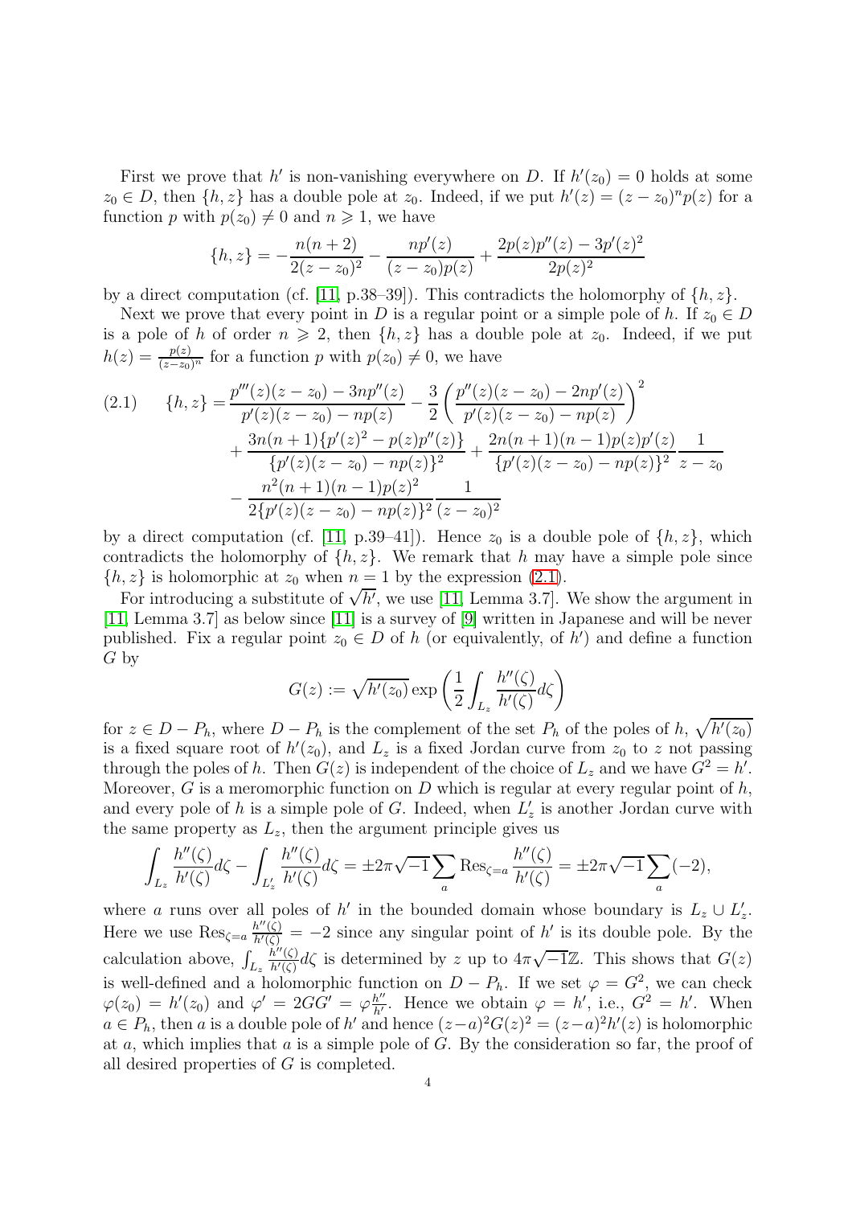First we prove that $h'$ is non-vanishing everywhere on $D$. If $h'(z_0) = 0$ holds at some $z_0 \in D$, then $\{h, z\}$ has a double pole at $z_0$. Indeed, if we put $h'(z) = (z - z_0)^n p(z)$ for a function $p$ with $p(z_0) \neq 0$ and $n \geqslant 1$, we have

$$\{h, z\} = -\frac{n(n+2)}{2(z-z_0)^2} - \frac{np'(z)}{(z-z_0)p(z)} + \frac{2p(z)p''(z) - 3p'(z)^2}{2p(z)^2}$$

by a direct computation (cf. [11, p.38–39]). This contradicts the holomorphy of $\{h, z\}$.

Next we prove that every point in $D$ is a regular point or a simple pole of $h$. If $z_0 \in D$ is a pole of $h$ of order $n \geqslant 2$, then $\{h, z\}$ has a double pole at $z_0$. Indeed, if we put $h(z) = \frac{p(z)}{(z-z_0)^n}$ for a function $p$ with $p(z_0) \neq 0$, we have

$$\begin{aligned}
(2.1) \qquad \{h, z\} =& \frac{p'''(z)(z-z_0) - 3np''(z)}{p'(z)(z-z_0) - np(z)} - \frac{3}{2}\left(\frac{p''(z)(z-z_0) - 2np'(z)}{p'(z)(z-z_0) - np(z)}\right)^2 \\
&+ \frac{3n(n+1)\{p'(z)^2 - p(z)p''(z)\}}{\{p'(z)(z-z_0) - np(z)\}^2} + \frac{2n(n+1)(n-1)p(z)p'(z)}{\{p'(z)(z-z_0) - np(z)\}^2}\frac{1}{z-z_0} \\
&- \frac{n^2(n+1)(n-1)p(z)^2}{2\{p'(z)(z-z_0) - np(z)\}^2}\frac{1}{(z-z_0)^2}
\end{aligned}$$

by a direct computation (cf. [11, p.39–41]). Hence $z_0$ is a double pole of $\{h, z\}$, which contradicts the holomorphy of $\{h, z\}$. We remark that $h$ may have a simple pole since $\{h, z\}$ is holomorphic at $z_0$ when $n = 1$ by the expression (2.1).

For introducing a substitute of $\sqrt{h'}$, we use [11, Lemma 3.7]. We show the argument in [11, Lemma 3.7] as below since [11] is a survey of [9] written in Japanese and will be never published. Fix a regular point $z_0 \in D$ of $h$ (or equivalently, of $h'$) and define a function $G$ by

$$G(z) := \sqrt{h'(z_0)} \exp\left(\frac{1}{2}\int_{L_z} \frac{h''(\zeta)}{h'(\zeta)} d\zeta\right)$$

for $z \in D - P_h$, where $D - P_h$ is the complement of the set $P_h$ of the poles of $h$, $\sqrt{h'(z_0)}$ is a fixed square root of $h'(z_0)$, and $L_z$ is a fixed Jordan curve from $z_0$ to $z$ not passing through the poles of $h$. Then $G(z)$ is independent of the choice of $L_z$ and we have $G^2 = h'$. Moreover, $G$ is a meromorphic function on $D$ which is regular at every regular point of $h$, and every pole of $h$ is a simple pole of $G$. Indeed, when $L'_z$ is another Jordan curve with the same property as $L_z$, then the argument principle gives us

$$\int_{L_z} \frac{h''(\zeta)}{h'(\zeta)} d\zeta - \int_{L'_z} \frac{h''(\zeta)}{h'(\zeta)} d\zeta = \pm 2\pi\sqrt{-1}\sum_a \mathrm{Res}_{\zeta=a}\frac{h''(\zeta)}{h'(\zeta)} = \pm 2\pi\sqrt{-1}\sum_a (-2),$$

where $a$ runs over all poles of $h'$ in the bounded domain whose boundary is $L_z \cup L'_z$. Here we use $\mathrm{Res}_{\zeta=a}\frac{h''(\zeta)}{h'(\zeta)} = -2$ since any singular point of $h'$ is its double pole. By the calculation above, $\int_{L_z} \frac{h''(\zeta)}{h'(\zeta)} d\zeta$ is determined by $z$ up to $4\pi\sqrt{-1}\mathbb{Z}$. This shows that $G(z)$ is well-defined and a holomorphic function on $D - P_h$. If we set $\varphi = G^2$, we can check $\varphi(z_0) = h'(z_0)$ and $\varphi' = 2GG' = \varphi\frac{h''}{h'}$. Hence we obtain $\varphi = h'$, i.e., $G^2 = h'$. When $a \in P_h$, then $a$ is a double pole of $h'$ and hence $(z-a)^2 G(z)^2 = (z-a)^2 h'(z)$ is holomorphic at $a$, which implies that $a$ is a simple pole of $G$. By the consideration so far, the proof of all desired properties of $G$ is completed.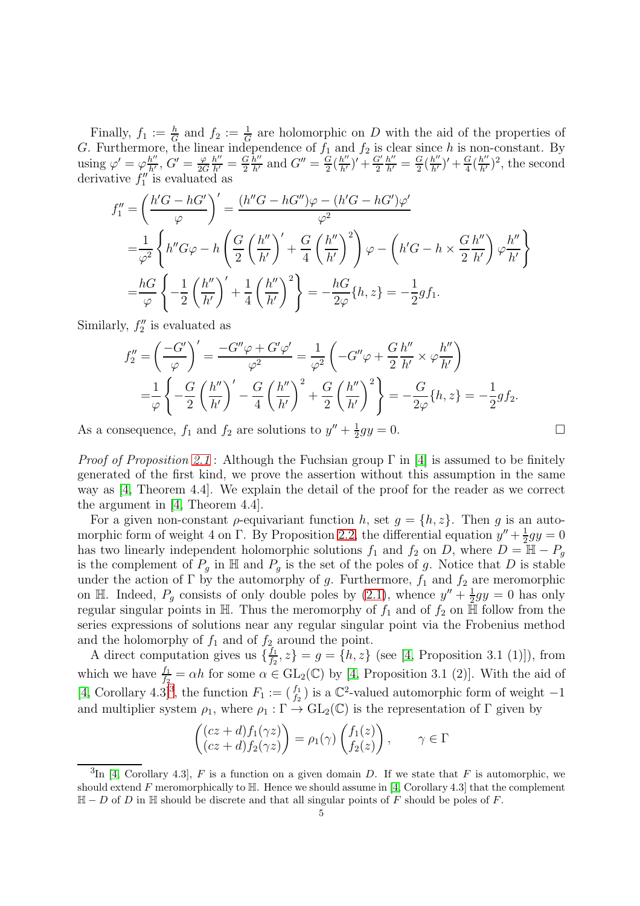Finally, $f_1 := \frac{h}{G}$ and $f_2 := \frac{1}{G}$ are holomorphic on $D$ with the aid of the properties of $G$. Furthermore, the linear independence of $f_1$ and $f_2$ is clear since $h$ is non-constant. By using $\varphi' = \varphi\frac{h''}{h'}$, $G' = \frac{\varphi}{2G}\frac{h''}{h'} = \frac{G}{2}\frac{h''}{h'}$ and $G'' = \frac{G}{2}(\frac{h''}{h'})' + \frac{G'}{2}\frac{h''}{h'} = \frac{G}{2}(\frac{h''}{h'})' + \frac{G}{4}(\frac{h''}{h'})^2$, the second derivative $f_1''$ is evaluated as

$$
\begin{aligned}
f_1'' =& \left(\frac{h'G - hG'}{\varphi}\right)' = \frac{(h''G - hG'')\varphi - (h'G - hG')\varphi'}{\varphi^2} \\
=& \frac{1}{\varphi^2}\left\{h''G\varphi - h\left(\frac{G}{2}\left(\frac{h''}{h'}\right)' + \frac{G}{4}\left(\frac{h''}{h'}\right)^2\right)\varphi - \left(h'G - h \times \frac{G}{2}\frac{h''}{h'}\right)\varphi\frac{h''}{h'}\right\} \\
=& \frac{hG}{\varphi}\left\{-\frac{1}{2}\left(\frac{h''}{h'}\right)' + \frac{1}{4}\left(\frac{h''}{h'}\right)^2\right\} = -\frac{hG}{2\varphi}\{h, z\} = -\frac{1}{2}gf_1.
\end{aligned}
$$

Similarly, $f_2''$ is evaluated as

$$
\begin{aligned}
f_2'' =& \left(\frac{-G'}{\varphi}\right)' = \frac{-G''\varphi + G'\varphi'}{\varphi^2} = \frac{1}{\varphi^2}\left(-G''\varphi + \frac{G}{2}\frac{h''}{h'} \times \varphi\frac{h''}{h'}\right) \\
=& \frac{1}{\varphi}\left\{-\frac{G}{2}\left(\frac{h''}{h'}\right)' - \frac{G}{4}\left(\frac{h''}{h'}\right)^2 + \frac{G}{2}\left(\frac{h''}{h'}\right)^2\right\} = -\frac{G}{2\varphi}\{h, z\} = -\frac{1}{2}gf_2.
\end{aligned}
$$

As a consequence, $f_1$ and $f_2$ are solutions to $y'' + \frac{1}{2}gy = 0$. □

*Proof of Proposition 2.1*: Although the Fuchsian group $\Gamma$ in [4] is assumed to be finitely generated of the first kind, we prove the assertion without this assumption in the same way as [4, Theorem 4.4]. We explain the detail of the proof for the reader as we correct the argument in [4, Theorem 4.4].

For a given non-constant $\rho$-equivariant function $h$, set $g = \{h, z\}$. Then $g$ is an automorphic form of weight 4 on $\Gamma$. By Proposition 2.2, the differential equation $y'' + \frac{1}{2}gy = 0$ has two linearly independent holomorphic solutions $f_1$ and $f_2$ on $D$, where $D = \mathbb{H} - P_g$ is the complement of $P_g$ in $\mathbb{H}$ and $P_g$ is the set of the poles of $g$. Notice that $D$ is stable under the action of $\Gamma$ by the automorphy of $g$. Furthermore, $f_1$ and $f_2$ are meromorphic on $\mathbb{H}$. Indeed, $P_g$ consists of only double poles by (2.1), whence $y'' + \frac{1}{2}gy = 0$ has only regular singular points in $\mathbb{H}$. Thus the meromorphy of $f_1$ and of $f_2$ on $\mathbb{H}$ follow from the series expressions of solutions near any regular singular point via the Frobenius method and the holomorphy of $f_1$ and of $f_2$ around the point.

A direct computation gives us $\{\frac{f_1}{f_2}, z\} = g = \{h, z\}$ (see [4, Proposition 3.1 (1)]), from which we have $\frac{f_1}{f_2} = \alpha h$ for some $\alpha \in \mathrm{GL}_2(\mathbb{C})$ by [4, Proposition 3.1 (2)]. With the aid of [4, Corollary 4.3][3], the function $F_1 := \binom{f_1}{f_2}$ is a $\mathbb{C}^2$-valued automorphic form of weight $-1$ and multiplier system $\rho_1$, where $\rho_1 : \Gamma \to \mathrm{GL}_2(\mathbb{C})$ is the representation of $\Gamma$ given by

$$
\begin{pmatrix} (cz+d)f_1(\gamma z) \\ (cz+d)f_2(\gamma z) \end{pmatrix} = \rho_1(\gamma)\begin{pmatrix} f_1(z) \\ f_2(z) \end{pmatrix}, \qquad \gamma \in \Gamma
$$

[3] In [4, Corollary 4.3], $F$ is a function on a given domain $D$. If we state that $F$ is automorphic, we should extend $F$ meromorphically to $\mathbb{H}$. Hence we should assume in [4, Corollary 4.3] that the complement $\mathbb{H} - D$ of $D$ in $\mathbb{H}$ should be discrete and that all singular points of $F$ should be poles of $F$.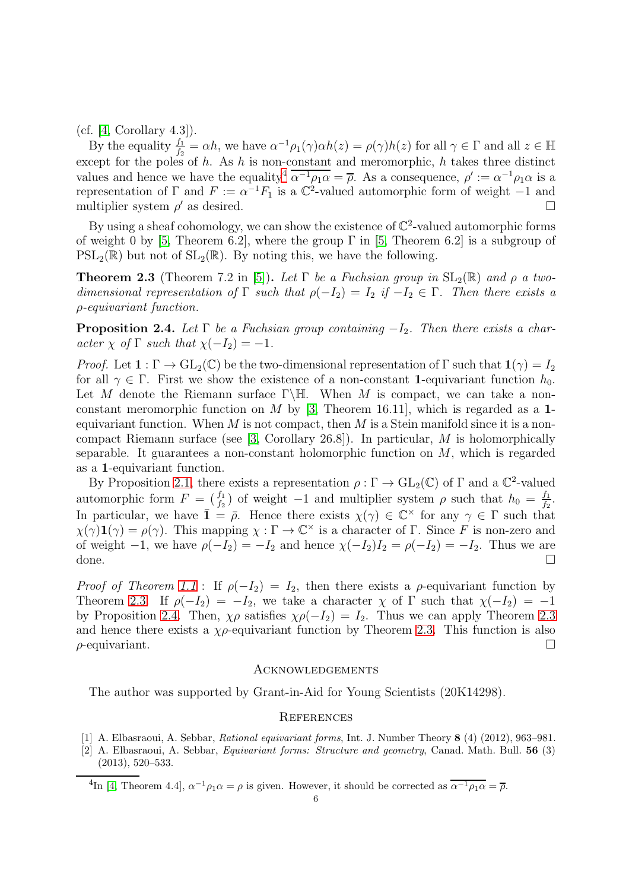(cf. [4, Corollary 4.3]).

By the equality $\frac{f_1}{f_2} = \alpha h$, we have $\alpha^{-1}\rho_1(\gamma)\alpha h(z) = \rho(\gamma)h(z)$ for all $\gamma \in \Gamma$ and all $z \in \mathbb{H}$ except for the poles of $h$. As $h$ is non-constant and meromorphic, $h$ takes three distinct values and hence we have the equality[4] $\overline{\alpha^{-1}\rho_1\alpha} = \overline{\rho}$. As a consequence, $\rho' := \alpha^{-1}\rho_1\alpha$ is a representation of $\Gamma$ and $F := \alpha^{-1}F_1$ is a $\mathbb{C}^2$-valued automorphic form of weight $-1$ and multiplier system $\rho'$ as desired. □

By using a sheaf cohomology, we can show the existence of $\mathbb{C}^2$-valued automorphic forms of weight 0 by [5, Theorem 6.2], where the group $\Gamma$ in [5, Theorem 6.2] is a subgroup of $\mathrm{PSL}_2(\mathbb{R})$ but not of $\mathrm{SL}_2(\mathbb{R})$. By noting this, we have the following.

**Theorem 2.3** (Theorem 7.2 in [5]). *Let $\Gamma$ be a Fuchsian group in $\mathrm{SL}_2(\mathbb{R})$ and $\rho$ a two-dimensional representation of $\Gamma$ such that $\rho(-I_2) = I_2$ if $-I_2 \in \Gamma$. Then there exists a $\rho$-equivariant function.*

**Proposition 2.4.** *Let $\Gamma$ be a Fuchsian group containing $-I_2$. Then there exists a character $\chi$ of $\Gamma$ such that $\chi(-I_2) = -1$.*

*Proof.* Let $\mathbf{1} : \Gamma \to \mathrm{GL}_2(\mathbb{C})$ be the two-dimensional representation of $\Gamma$ such that $\mathbf{1}(\gamma) = I_2$ for all $\gamma \in \Gamma$. First we show the existence of a non-constant $\mathbf{1}$-equivariant function $h_0$. Let $M$ denote the Riemann surface $\Gamma\backslash\mathbb{H}$. When $M$ is compact, we can take a non-constant meromorphic function on $M$ by [3, Theorem 16.11], which is regarded as a $\mathbf{1}$-equivariant function. When $M$ is not compact, then $M$ is a Stein manifold since it is a non-compact Riemann surface (see [3, Corollary 26.8]). In particular, $M$ is holomorphically separable. It guarantees a non-constant holomorphic function on $M$, which is regarded as a $\mathbf{1}$-equivariant function.

By Proposition 2.1, there exists a representation $\rho : \Gamma \to \mathrm{GL}_2(\mathbb{C})$ of $\Gamma$ and a $\mathbb{C}^2$-valued automorphic form $F = \binom{f_1}{f_2}$ of weight $-1$ and multiplier system $\rho$ such that $h_0 = \frac{f_1}{f_2}$. In particular, we have $\bar{\mathbf{1}} = \bar{\rho}$. Hence there exists $\chi(\gamma) \in \mathbb{C}^\times$ for any $\gamma \in \Gamma$ such that $\chi(\gamma)\mathbf{1}(\gamma) = \rho(\gamma)$. This mapping $\chi : \Gamma \to \mathbb{C}^\times$ is a character of $\Gamma$. Since $F$ is non-zero and of weight $-1$, we have $\rho(-I_2) = -I_2$ and hence $\chi(-I_2)I_2 = \rho(-I_2) = -I_2$. Thus we are done. □

*Proof of Theorem 1.1* : If $\rho(-I_2) = I_2$, then there exists a $\rho$-equivariant function by Theorem 2.3. If $\rho(-I_2) = -I_2$, we take a character $\chi$ of $\Gamma$ such that $\chi(-I_2) = -1$ by Proposition 2.4. Then, $\chi\rho$ satisfies $\chi\rho(-I_2) = I_2$. Thus we can apply Theorem 2.3 and hence there exists a $\chi\rho$-equivariant function by Theorem 2.3. This function is also $\rho$-equivariant. □

## Acknowledgements

The author was supported by Grant-in-Aid for Young Scientists (20K14298).

## References

[1] A. Elbasraoui, A. Sebbar, *Rational equivariant forms*, Int. J. Number Theory **8** (4) (2012), 963–981.

[2] A. Elbasraoui, A. Sebbar, *Equivariant forms: Structure and geometry*, Canad. Math. Bull. **56** (3) (2013), 520–533.

---

[4] In [4, Theorem 4.4], $\alpha^{-1}\rho_1\alpha = \rho$ is given. However, it should be corrected as $\overline{\alpha^{-1}\rho_1\alpha} = \overline{\rho}$.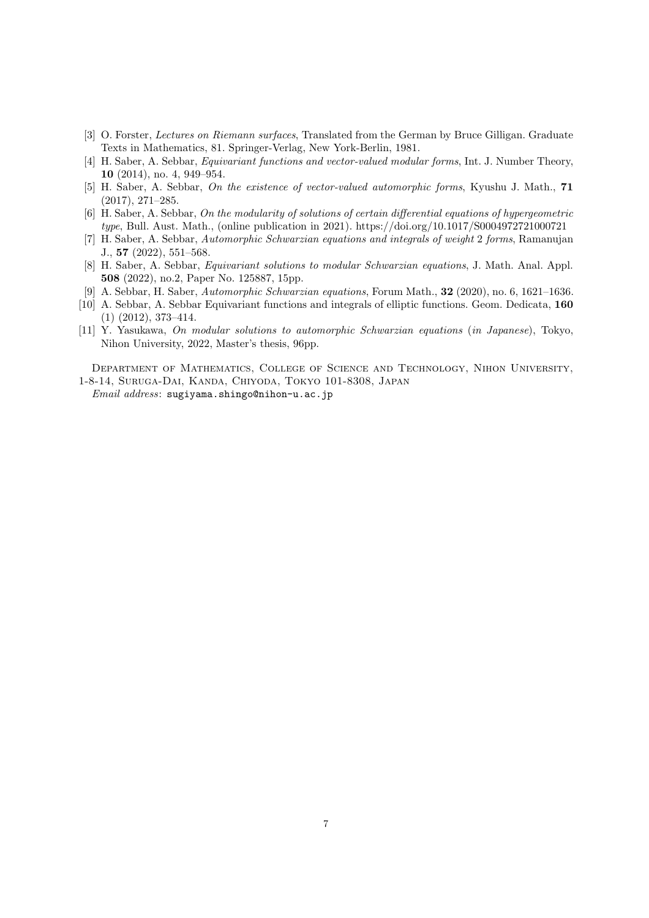[3] O. Forster, *Lectures on Riemann surfaces*, Translated from the German by Bruce Gilligan. Graduate Texts in Mathematics, 81. Springer-Verlag, New York-Berlin, 1981.

[4] H. Saber, A. Sebbar, *Equivariant functions and vector-valued modular forms*, Int. J. Number Theory, **10** (2014), no. 4, 949–954.

[5] H. Saber, A. Sebbar, *On the existence of vector-valued automorphic forms*, Kyushu J. Math., **71** (2017), 271–285.

[6] H. Saber, A. Sebbar, *On the modularity of solutions of certain differential equations of hypergeometric type*, Bull. Aust. Math., (online publication in 2021). https://doi.org/10.1017/S0004972721000721

[7] H. Saber, A. Sebbar, *Automorphic Schwarzian equations and integrals of weight* 2 *forms*, Ramanujan J., **57** (2022), 551–568.

[8] H. Saber, A. Sebbar, *Equivariant solutions to modular Schwarzian equations*, J. Math. Anal. Appl. **508** (2022), no.2, Paper No. 125887, 15pp.

[9] A. Sebbar, H. Saber, *Automorphic Schwarzian equations*, Forum Math., **32** (2020), no. 6, 1621–1636.

[10] A. Sebbar, A. Sebbar Equivariant functions and integrals of elliptic functions. Geom. Dedicata, **160** (1) (2012), 373–414.

[11] Y. Yasukawa, *On modular solutions to automorphic Schwarzian equations* (*in Japanese*), Tokyo, Nihon University, 2022, Master's thesis, 96pp.

Department of Mathematics, College of Science and Technology, Nihon University, 1-8-14, Suruga-Dai, Kanda, Chiyoda, Tokyo 101-8308, Japan

*Email address*: sugiyama.shingo@nihon-u.ac.jp